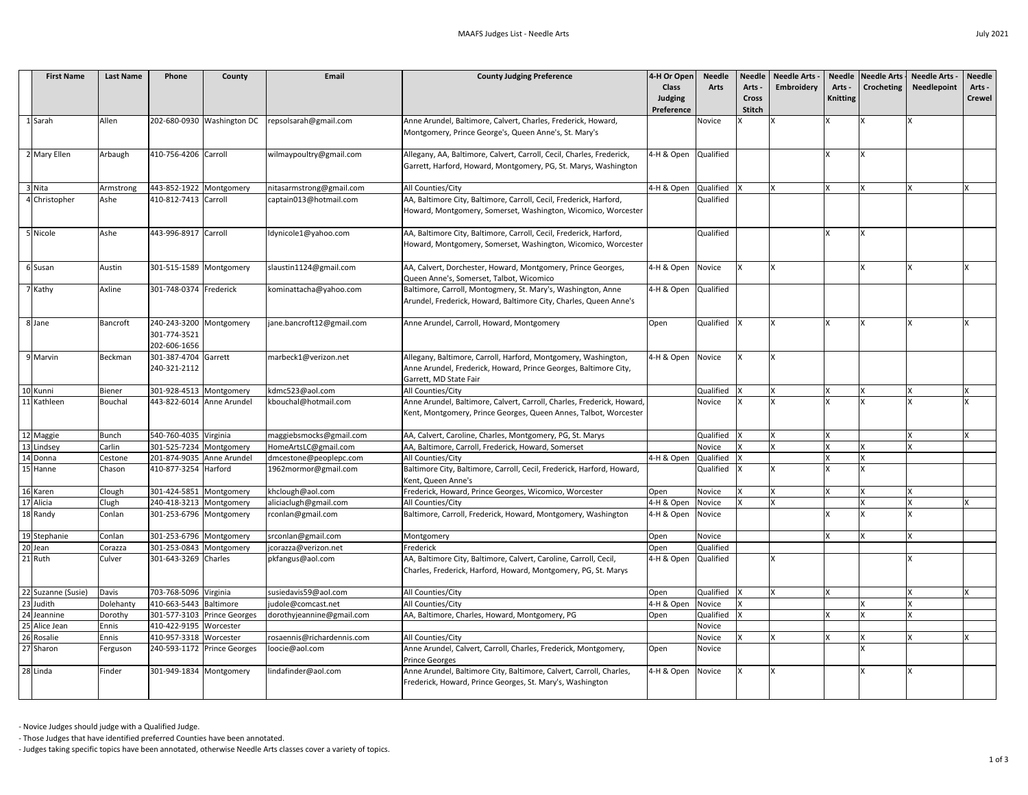| | First Name | Last Name | Phone | County | Email | County Judging Preference | 4-H Or Open Class Judging Preference | Needle Arts | Needle Arts - Cross Stitch | Needle Arts - Embroidery | Needle Arts - Knitting | Needle Arts - Crocheting | Needle Arts - Needlepoint | Needle Arts - Crewel |
|---|---|---|---|---|---|---|---|---|---|---|---|---|---|---|
| 1 | Sarah | Allen | 202-680-0930 | Washington DC | repsolsarah@gmail.com | Anne Arundel, Baltimore, Calvert, Charles, Frederick, Howard, Montgomery, Prince George's, Queen Anne's, St. Mary's | | Novice | X | X | X | X | X | |
| 2 | Mary Ellen | Arbaugh | 410-756-4206 | Carroll | wilmaypoultry@gmail.com | Allegany, AA, Baltimore, Calvert, Carroll, Cecil, Charles, Frederick, Garrett, Harford, Howard, Montgomery, PG, St. Marys, Washington | 4-H & Open | Qualified | | | X | X | | |
| 3 | Nita | Armstrong | 443-852-1922 | Montgomery | nitasarmstrong@gmail.com | All Counties/City | 4-H & Open | Qualified | X | X | X | X | X | X |
| 4 | Christopher | Ashe | 410-812-7413 | Carroll | captain013@hotmail.com | AA, Baltimore City, Baltimore, Carroll, Cecil, Frederick, Harford, Howard, Montgomery, Somerset, Washington, Wicomico, Worcester | | Qualified | | | | | | |
| 5 | Nicole | Ashe | 443-996-8917 | Carroll | ldynicole1@yahoo.com | AA, Baltimore City, Baltimore, Carroll, Cecil, Frederick, Harford, Howard, Montgomery, Somerset, Washington, Wicomico, Worcester | | Qualified | | | X | X | | |
| 6 | Susan | Austin | 301-515-1589 | Montgomery | slaustin1124@gmail.com | AA, Calvert, Dorchester, Howard, Montgomery, Prince Georges, Queen Anne's, Somerset, Talbot, Wicomico | 4-H & Open | Novice | X | X | | X | X | X |
| 7 | Kathy | Axline | 301-748-0374 | Frederick | kominattacha@yahoo.com | Baltimore, Carroll, Montogmery, St. Mary's, Washington, Anne Arundel, Frederick, Howard, Baltimore City, Charles, Queen Anne's | 4-H & Open | Qualified | | | | | | |
| 8 | Jane | Bancroft | 240-243-3200<br>301-774-3521<br>202-606-1656 | Montgomery | jane.bancroft12@gmail.com | Anne Arundel, Carroll, Howard, Montgomery | Open | Qualified | X | X | X | X | X | X |
| 9 | Marvin | Beckman | 301-387-4704<br>240-321-2112 | Garrett | marbeck1@verizon.net | Allegany, Baltimore, Carroll, Harford, Montgomery, Washington, Anne Arundel, Frederick, Howard, Prince Georges, Baltimore City, Garrett, MD State Fair | 4-H & Open | Novice | X | X | | | | |
| 10 | Kunni | Biener | 301-928-4513 | Montgomery | kdmc523@aol.com | All Counties/City | | Qualified | X | X | X | X | X | X |
| 11 | Kathleen | Bouchal | 443-822-6014 | Anne Arundel | kbouchal@hotmail.com | Anne Arundel, Baltimore, Calvert, Carroll, Charles, Frederick, Howard, Kent, Montgomery, Prince Georges, Queen Annes, Talbot, Worcester | | Novice | X | X | X | X | X | X |
| 12 | Maggie | Bunch | 540-760-4035 | Virginia | maggiebsmocks@gmail.com | AA, Calvert, Caroline, Charles, Montgomery, PG, St. Marys | | Qualified | X | X | X | | X | X |
| 13 | Lindsey | Carlin | 301-525-7234 | Montgomery | HomeArtsLC@gmail.com | AA, Baltimore, Carroll, Frederick, Howard, Somerset | | Novice | X | X | X | X | X | |
| 14 | Donna | Cestone | 201-874-9035 | Anne Arundel | dmcestone@peoplepc.com | All Counties/City | 4-H & Open | Qualified | X | | X | X | | |
| 15 | Hanne | Chason | 410-877-3254 | Harford | 1962mormor@gmail.com | Baltimore City, Baltimore, Carroll, Cecil, Frederick, Harford, Howard, Kent, Queen Anne's | | Qualified | X | X | X | X | | |
| 16 | Karen | Clough | 301-424-5851 | Montgomery | khclough@aol.com | Frederick, Howard, Prince Georges, Wicomico, Worcester | Open | Novice | X | X | X | X | X | |
| 17 | Alicia | Clugh | 240-418-3213 | Montgomery | aliciaclugh@gmail.com | All Counties/City | 4-H & Open | Novice | X | X | | X | X | X |
| 18 | Randy | Conlan | 301-253-6796 | Montgomery | rconlan@gmail.com | Baltimore, Carroll, Frederick, Howard, Montgomery, Washington | 4-H & Open | Novice | | | X | X | X | |
| 19 | Stephanie | Conlan | 301-253-6796 | Montgomery | srconlan@gmail.com | Montgomery | Open | Novice | | | X | X | X | |
| 20 | Jean | Corazza | 301-253-0843 | Montgomery | jcorazza@verizon.net | Frederick | Open | Qualified | | | | | | |
| 21 | Ruth | Culver | 301-643-3269 | Charles | pkfangus@aol.com | AA, Baltimore City, Baltimore, Calvert, Caroline, Carroll, Cecil, Charles, Frederick, Harford, Howard, Montgomery, PG, St. Marys | 4-H & Open | Qualified | | X | | | X | |
| 22 | Suzanne (Susie) | Davis | 703-768-5096 | Virginia | susiedavis59@aol.com | All Counties/City | Open | Qualified | X | X | X | | X | X |
| 23 | Judith | Dolehanty | 410-663-5443 | Baltimore | judole@comcast.net | All Counties/City | 4-H & Open | Novice | X | | | X | X | |
| 24 | Jeannine | Dorothy | 301-577-3103 | Prince Georges | dorothyjeannine@gmail.com | AA, Baltimore, Charles, Howard, Montgomery, PG | Open | Qualified | X | | X | X | X | |
| 25 | Alice Jean | Ennis | 410-422-9195 | Worcester | | | | Novice | | | | | | |
| 26 | Rosalie | Ennis | 410-957-3318 | Worcester | rosaennis@richardennis.com | All Counties/City | | Novice | X | X | X | X | X | X |
| 27 | Sharon | Ferguson | 240-593-1172 | Prince Georges | loocie@aol.com | Anne Arundel, Calvert, Carroll, Charles, Frederick, Montgomery, Prince Georges | Open | Novice | | | | X | | |
| 28 | Linda | Finder | 301-949-1834 | Montgomery | lindafinder@aol.com | Anne Arundel, Baltimore City, Baltimore, Calvert, Carroll, Charles, Frederick, Howard, Prince Georges, St. Mary's, Washington | 4-H & Open | Novice | X | X | | X | X | |

- Novice Judges should judge with a Qualified Judge.
- Those Judges that have identified preferred Counties have been annotated.
- Judges taking specific topics have been annotated, otherwise Needle Arts classes cover a variety of topics.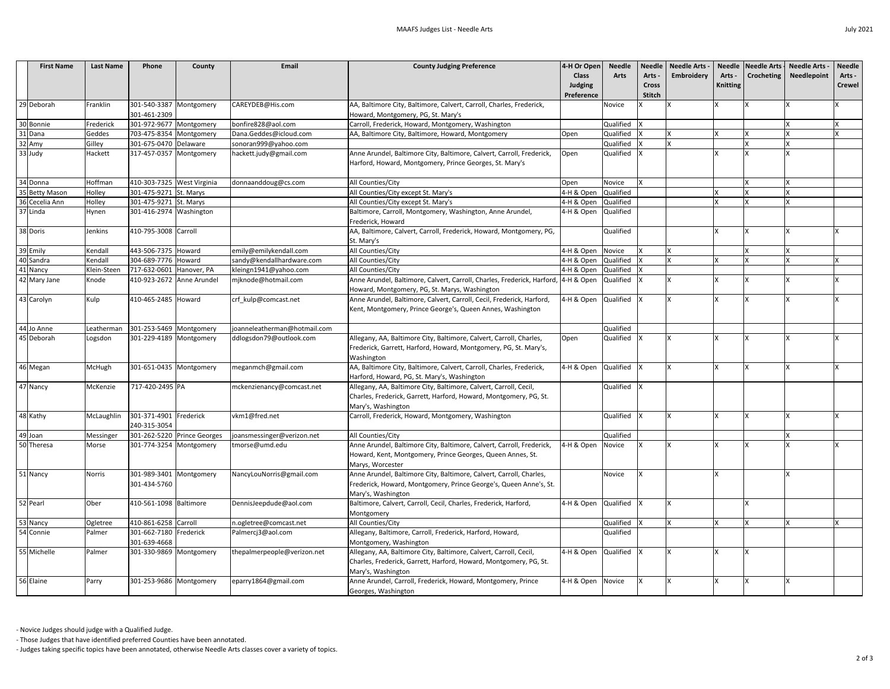| | First Name | Last Name | Phone | County | Email | County Judging Preference | 4-H Or Open Class Judging Preference | Needle Arts | Needle Arts - Cross Stitch | Needle Arts - Embroidery | Needle Arts - Knitting | Needle Arts - Crocheting | Needle Arts - Needlepoint | Needle Arts - Crewel |
|---|---|---|---|---|---|---|---|---|---|---|---|---|---|---|
| 29 | Deborah | Franklin | 301-540-3387 301-461-2309 | Montgomery | CAREYDEB@His.com | AA, Baltimore City, Baltimore, Calvert, Carroll, Charles, Frederick, Howard, Montgomery, PG, St. Mary's | | Novice | X | X | X | X | X | X |
| 30 | Bonnie | Frederick | 301-972-9677 | Montgomery | bonfire828@aol.com | Carroll, Frederick, Howard, Montgomery, Washington | | Qualified | X | | | | X | X |
| 31 | Dana | Geddes | 703-475-8354 | Montgomery | Dana.Geddes@icloud.com | AA, Baltimore City, Baltimore, Howard, Montgomery | Open | Qualified | X | X | X | X | X | X |
| 32 | Amy | Gilley | 301-675-0470 | Delaware | sonoran999@yahoo.com | | | Qualified | X | X | | X | X | |
| 33 | Judy | Hackett | 317-457-0357 | Montgomery | hackett.judy@gmail.com | Anne Arundel, Baltimore City, Baltimore, Calvert, Carroll, Frederick, Harford, Howard, Montgomery, Prince Georges, St. Mary's | Open | Qualified | X | | X | X | X | |
| 34 | Donna | Hoffman | 410-303-7325 | West Virginia | donnaanddoug@cs.com | All Counties/City | Open | Novice | X | | | X | X | |
| 35 | Betty Mason | Holley | 301-475-9271 | St. Marys | | All Counties/City except St. Mary's | 4-H & Open | Qualified | | | X | X | X | |
| 36 | Cecelia Ann | Holley | 301-475-9271 | St. Marys | | All Counties/City except St. Mary's | 4-H & Open | Qualified | | | X | X | X | |
| 37 | Linda | Hynen | 301-416-2974 | Washington | | Baltimore, Carroll, Montgomery, Washington, Anne Arundel, Frederick, Howard | 4-H & Open | Qualified | | | | | | |
| 38 | Doris | Jenkins | 410-795-3008 | Carroll | | AA, Baltimore, Calvert, Carroll, Frederick, Howard, Montgomery, PG, St. Mary's | | Qualified | | | X | X | X | X |
| 39 | Emily | Kendall | 443-506-7375 | Howard | emily@emilykendall.com | All Counties/City | 4-H & Open | Novice | X | X | | X | X | |
| 40 | Sandra | Kendall | 304-689-7776 | Howard | sandy@kendallhardware.com | All Counties/City | 4-H & Open | Qualified | X | X | X | X | X | X |
| 41 | Nancy | Klein-Steen | 717-632-0601 | Hanover, PA | kleingn1941@yahoo.com | All Counties/City | 4-H & Open | Qualified | X | | | | | |
| 42 | Mary Jane | Knode | 410-923-2672 | Anne Arundel | mjknode@hotmail.com | Anne Arundel, Baltimore, Calvert, Carroll, Charles, Frederick, Harford, Howard, Montgomery, PG, St. Marys, Washington | 4-H & Open | Qualified | X | X | X | X | X | X |
| 43 | Carolyn | Kulp | 410-465-2485 | Howard | crf_kulp@comcast.net | Anne Arundel, Baltimore, Calvert, Carroll, Cecil, Frederick, Harford, Kent, Montgomery, Prince George's, Queen Annes, Washington | 4-H & Open | Qualified | X | X | X | X | X | X |
| 44 | Jo Anne | Leatherman | 301-253-5469 | Montgomery | joanneleatherman@hotmail.com | | | Qualified | | | | | | |
| 45 | Deborah | Logsdon | 301-229-4189 | Montgomery | ddlogsdon79@outlook.com | Allegany, AA, Baltimore City, Baltimore, Calvert, Carroll, Charles, Frederick, Garrett, Harford, Howard, Montgomery, PG, St. Mary's, Washington | Open | Qualified | X | X | X | X | X | X |
| 46 | Megan | McHugh | 301-651-0435 | Montgomery | meganmch@gmail.com | AA, Baltimore City, Baltimore, Calvert, Carroll, Charles, Frederick, Harford, Howard, PG, St. Mary's, Washington | 4-H & Open | Qualified | X | X | X | X | X | X |
| 47 | Nancy | McKenzie | 717-420-2495 | PA | mckenzienancy@comcast.net | Allegany, AA, Baltimore City, Baltimore, Calvert, Carroll, Cecil, Charles, Frederick, Garrett, Harford, Howard, Montgomery, PG, St. Mary's, Washington | | Qualified | X | | | | | |
| 48 | Kathy | McLaughlin | 301-371-4901 240-315-3054 | Frederick | vkm1@fred.net | Carroll, Frederick, Howard, Montgomery, Washington | | Qualified | X | X | X | X | X | X |
| 49 | Joan | Messinger | 301-262-5220 | Prince Georges | joansmessinger@verizon.net | All Counties/City | | Qualified | | | | | X | |
| 50 | Theresa | Morse | 301-774-3254 | Montgomery | tmorse@umd.edu | Anne Arundel, Baltimore City, Baltimore, Calvert, Carroll, Frederick, Howard, Kent, Montgomery, Prince Georges, Queen Annes, St. Marys, Worcester | 4-H & Open | Novice | X | X | X | X | X | X |
| 51 | Nancy | Norris | 301-989-3401 301-434-5760 | Montgomery | NancyLouNorris@gmail.com | Anne Arundel, Baltimore City, Baltimore, Calvert, Carroll, Charles, Frederick, Howard, Montgomery, Prince George's, Queen Anne's, St. Mary's, Washington | | Novice | X | | X | | X | |
| 52 | Pearl | Ober | 410-561-1098 | Baltimore | DennisJeepdude@aol.com | Baltimore, Calvert, Carroll, Cecil, Charles, Frederick, Harford, Montgomery | 4-H & Open | Qualified | X | X | | X | | |
| 53 | Nancy | Ogletree | 410-861-6258 | Carroll | n.ogletree@comcast.net | All Counties/City | | Qualified | X | X | X | X | X | X |
| 54 | Connie | Palmer | 301-662-7180 301-639-4668 | Frederick | Palmercj3@aol.com | Allegany, Baltimore, Carroll, Frederick, Harford, Howard, Montgomery, Washington | | Qualified | | | | | | |
| 55 | Michelle | Palmer | 301-330-9869 | Montgomery | thepalmerpeople@verizon.net | Allegany, AA, Baltimore City, Baltimore, Calvert, Carroll, Cecil, Charles, Frederick, Garrett, Harford, Howard, Montgomery, PG, St. Mary's, Washington | 4-H & Open | Qualified | X | X | X | X | | |
| 56 | Elaine | Parry | 301-253-9686 | Montgomery | eparry1864@gmail.com | Anne Arundel, Carroll, Frederick, Howard, Montgomery, Prince Georges, Washington | 4-H & Open | Novice | X | X | X | X | X | |

- Novice Judges should judge with a Qualified Judge.
- Those Judges that have identified preferred Counties have been annotated.
- Judges taking specific topics have been annotated, otherwise Needle Arts classes cover a variety of topics.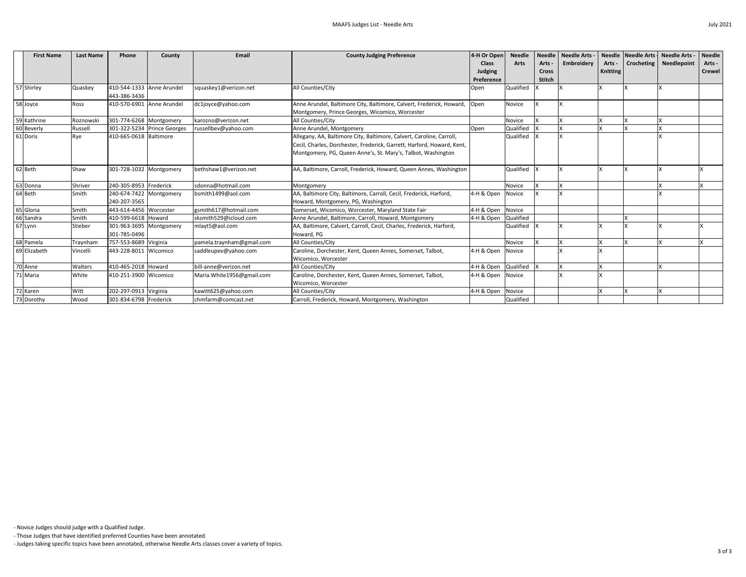| | First Name | Last Name | Phone | County | Email | County Judging Preference | 4-H Or Open Class Judging Preference | Needle Arts | Needle Arts - Cross Stitch | Needle Arts - Embroidery | Needle Arts - Knitting | Needle Arts - Crocheting | Needle Arts - Needlepoint | Needle Arts - Crewel |
|---|---|---|---|---|---|---|---|---|---|---|---|---|---|---|
| 57 | Shirley | Quaskey | 410-544-1333 443-386-3436 | Anne Arundel | squaskey1@verizon.net | All Counties/City | Open | Qualified | X | X | X | X | X | |
| 58 | Joyce | Ross | 410-570-6901 | Anne Arundel | dc1joyce@yahoo.com | Anne Arundel, Baltimore City, Baltimore, Calvert, Frederick, Howard, Montgomery, Prince Georges, Wicomico, Worcester | Open | Novice | X | X | | | | |
| 59 | Kathrine | Roznowski | 301-774-6268 | Montgomery | karozno@verizon.net | All Counties/City | | Novice | X | X | X | X | X | |
| 60 | Beverly | Russell | 301-322-5234 | Prince Georges | russellbev@yahoo.com | Anne Arundel, Montgomery | Open | Qualified | X | X | X | X | X | |
| 61 | Doris | Rye | 410-665-0618 | Baltimore | | Allegany, AA, Baltimore City, Baltimore, Calvert, Caroline, Carroll, Cecil, Charles, Dorchester, Frederick, Garrett, Harford, Howard, Kent, Montgomery, PG, Queen Anne's, St. Mary's, Talbot, Washington | | Qualified | X | X | | | X | |
| 62 | Beth | Shaw | 301-728-1032 | Montgomery | bethshaw1@verizon.net | AA, Baltimore, Carroll, Frederick, Howard, Queen Annes, Washington | | Qualified | X | X | X | X | X | X |
| 63 | Donna | Shriver | 240-305-8953 | Frederick | sdonna@hotmail.com | Montgomery | | Novice | X | X | | | X | X |
| 64 | Beth | Smith | 240-674-7422 240-207-3565 | Montgomery | bsmith1499@aol.com | AA, Baltimore City, Baltimore, Carroll, Cecil, Frederick, Harford, Howard, Montgomery, PG, Washington | 4-H & Open | Novice | X | X | | | X | |
| 65 | Gloria | Smith | 443-614-4456 | Worcester | gsmith617@hotmail.com | Somerset, Wicomico, Worcester, Maryland State Fair | 4-H & Open | Novice | | | | | | |
| 66 | Sandra | Smith | 410-599-6618 | Howard | sksmith529@icloud.com | Anne Arundel, Baltimore, Carroll, Howard, Montgomery | 4-H & Open | Qualified | | | | X | | |
| 67 | Lynn | Stieber | 301-963-3695 301-785-0496 | Montgomery | mlayt5@aol.com | AA, Baltimore, Calvert, Carroll, Cecil, Charles, Frederick, Harford, Howard, PG | | Qualified | X | X | X | X | X | X |
| 68 | Pamela | Traynham | 757-553-8689 | Virginia | pamela.traynham@gmail.com | All Counties/City | | Novice | X | X | X | X | X | X |
| 69 | Elizabeth | Vincelli | 443-228-8011 | Wicomico | saddleupev@yahoo.com | Caroline, Dorchester, Kent, Queen Annes, Somerset, Talbot, Wicomico, Worcester | 4-H & Open | Novice | | X | X | | | |
| 70 | Anne | Walters | 410-465-2018 | Howard | bill-anne@verizon.net | All Counties/City | 4-H & Open | Qualified | X | X | X | | X | |
| 71 | Maria | White | 410-251-3900 | Wicomico | Maria.White1956@gmail.com | Caroline, Dorchester, Kent, Queen Annes, Somerset, Talbot, Wicomico, Worcester | 4-H & Open | Novice | | X | X | | | |
| 72 | Karen | Witt | 202-297-0913 | Virginia | kawitt625@yahoo.com | All Counties/City | 4-H & Open | Novice | | | X | X | X | |
| 73 | Dorothy | Wood | 301-834-6798 | Frederick | chmfarm@comcast.net | Carroll, Frederick, Howard, Montgomery, Washington | | Qualified | | | | | | |

- Novice Judges should judge with a Qualified Judge.
- Those Judges that have identified preferred Counties have been annotated.
- Judges taking specific topics have been annotated, otherwise Needle Arts classes cover a variety of topics.